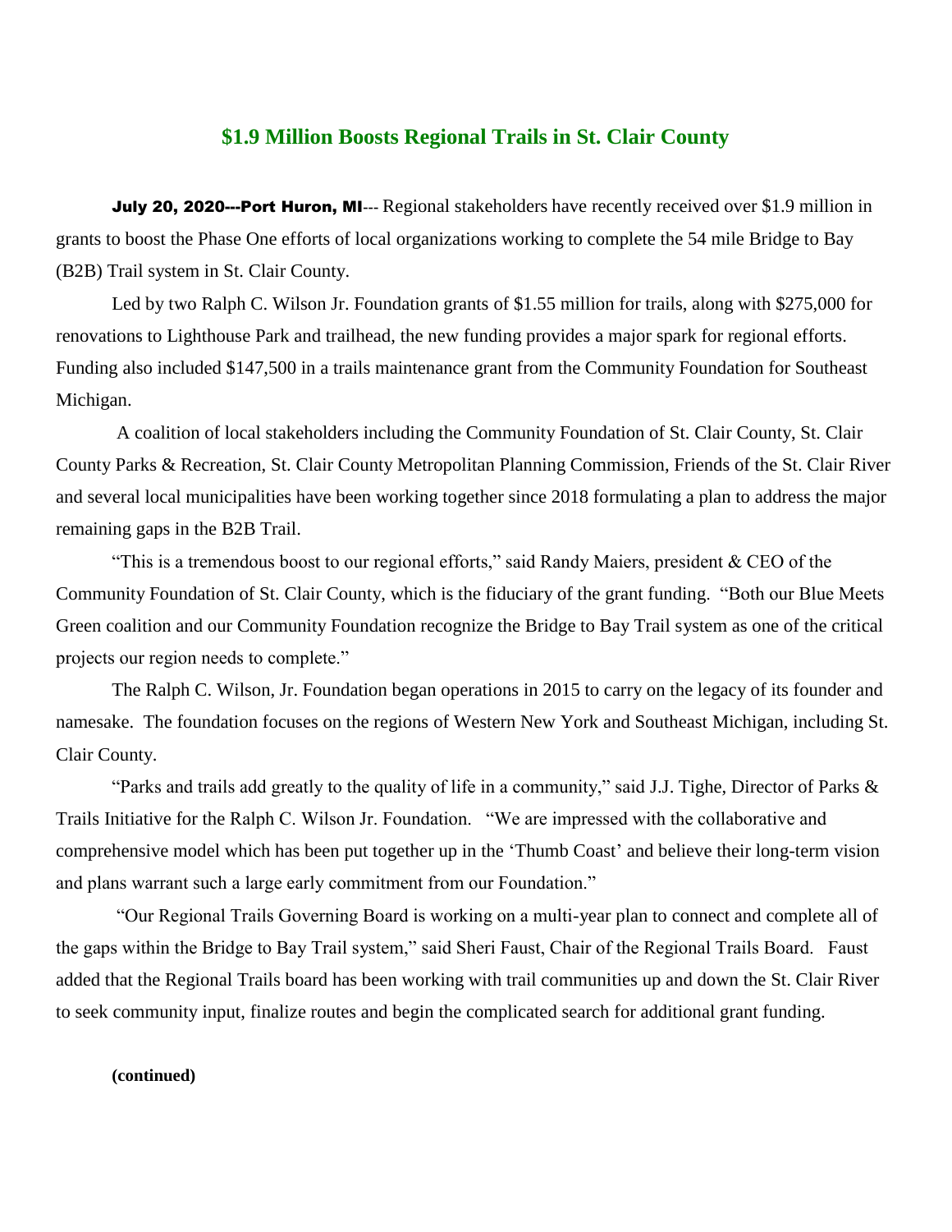# $1.9 Million Boosts Regional Trails in St. Clair County

**July 20, 2020---Port Huron, MI**--- Regional stakeholders have recently received over $1.9 million in grants to boost the Phase One efforts of local organizations working to complete the 54 mile Bridge to Bay (B2B) Trail system in St. Clair County.

Led by two Ralph C. Wilson Jr. Foundation grants of $1.55 million for trails, along with $275,000 for renovations to Lighthouse Park and trailhead, the new funding provides a major spark for regional efforts. Funding also included $147,500 in a trails maintenance grant from the Community Foundation for Southeast Michigan.

A coalition of local stakeholders including the Community Foundation of St. Clair County, St. Clair County Parks & Recreation, St. Clair County Metropolitan Planning Commission, Friends of the St. Clair River and several local municipalities have been working together since 2018 formulating a plan to address the major remaining gaps in the B2B Trail.

"This is a tremendous boost to our regional efforts," said Randy Maiers, president & CEO of the Community Foundation of St. Clair County, which is the fiduciary of the grant funding. "Both our Blue Meets Green coalition and our Community Foundation recognize the Bridge to Bay Trail system as one of the critical projects our region needs to complete."

The Ralph C. Wilson, Jr. Foundation began operations in 2015 to carry on the legacy of its founder and namesake. The foundation focuses on the regions of Western New York and Southeast Michigan, including St. Clair County.

"Parks and trails add greatly to the quality of life in a community," said J.J. Tighe, Director of Parks & Trails Initiative for the Ralph C. Wilson Jr. Foundation. "We are impressed with the collaborative and comprehensive model which has been put together up in the 'Thumb Coast' and believe their long-term vision and plans warrant such a large early commitment from our Foundation."

"Our Regional Trails Governing Board is working on a multi-year plan to connect and complete all of the gaps within the Bridge to Bay Trail system," said Sheri Faust, Chair of the Regional Trails Board. Faust added that the Regional Trails board has been working with trail communities up and down the St. Clair River to seek community input, finalize routes and begin the complicated search for additional grant funding.

**(continued)**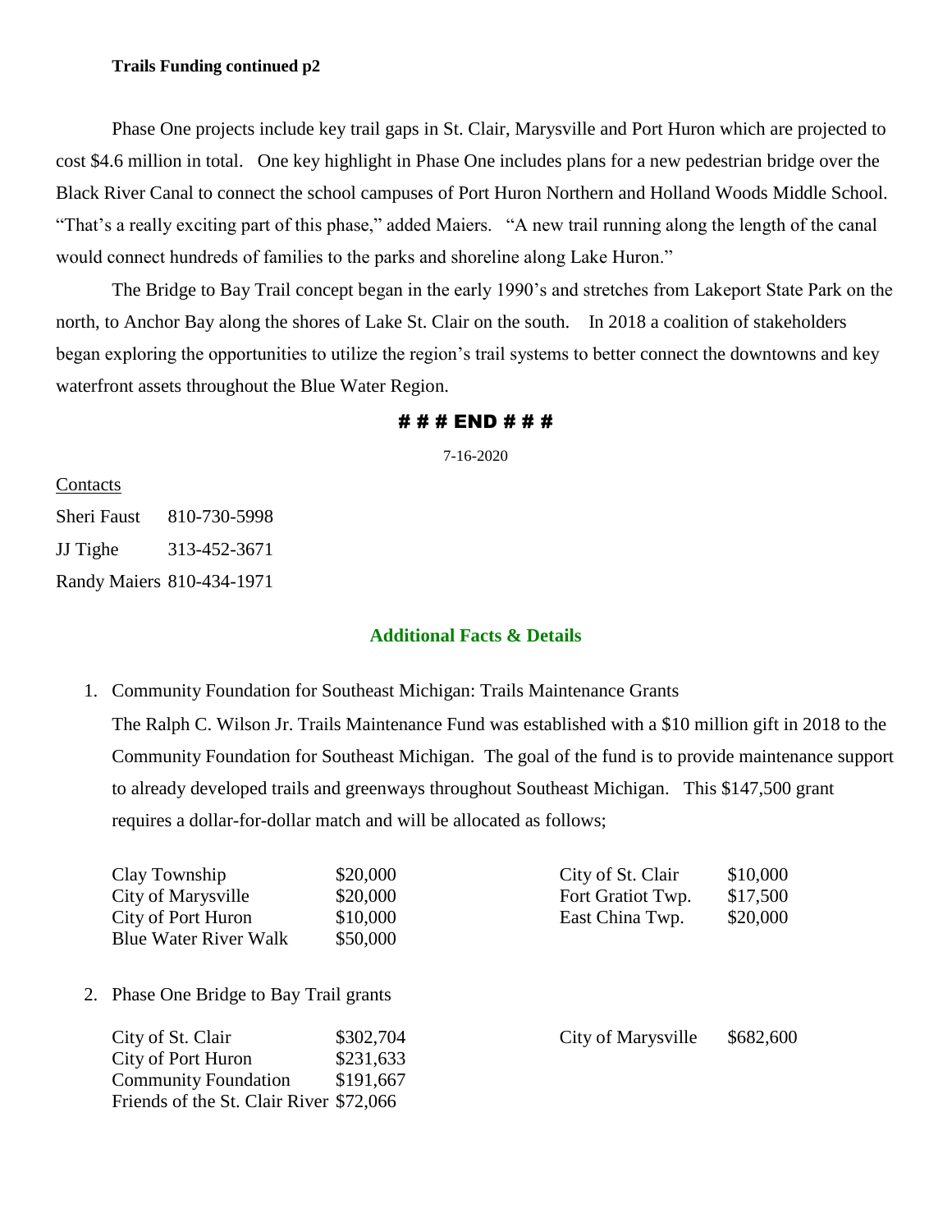**Trails Funding continued p2**

Phase One projects include key trail gaps in St. Clair, Marysville and Port Huron which are projected to cost $4.6 million in total. One key highlight in Phase One includes plans for a new pedestrian bridge over the Black River Canal to connect the school campuses of Port Huron Northern and Holland Woods Middle School. "That's a really exciting part of this phase," added Maiers. "A new trail running along the length of the canal would connect hundreds of families to the parks and shoreline along Lake Huron."

The Bridge to Bay Trail concept began in the early 1990's and stretches from Lakeport State Park on the north, to Anchor Bay along the shores of Lake St. Clair on the south. In 2018 a coalition of stakeholders began exploring the opportunities to utilize the region's trail systems to better connect the downtowns and key waterfront assets throughout the Blue Water Region.

# # # END # # #

7-16-2020

Contacts

Sheri Faust 810-730-5998

JJ Tighe 313-452-3671

Randy Maiers 810-434-1971

## Additional Facts & Details

1. Community Foundation for Southeast Michigan: Trails Maintenance Grants

   The Ralph C. Wilson Jr. Trails Maintenance Fund was established with a $10 million gift in 2018 to the Community Foundation for Southeast Michigan. The goal of the fund is to provide maintenance support to already developed trails and greenways throughout Southeast Michigan. This $147,500 grant requires a dollar-for-dollar match and will be allocated as follows;

| | | | |
|---|---|---|---|
| Clay Township | $20,000 | City of St. Clair | $10,000 |
| City of Marysville | $20,000 | Fort Gratiot Twp. | $17,500 |
| City of Port Huron | $10,000 | East China Twp. | $20,000 |
| Blue Water River Walk | $50,000 | | |

2. Phase One Bridge to Bay Trail grants

| | | | |
|---|---|---|---|
| City of St. Clair | $302,704 | City of Marysville | $682,600 |
| City of Port Huron | $231,633 | | |
| Community Foundation | $191,667 | | |
| Friends of the St. Clair River | $72,066 | | |